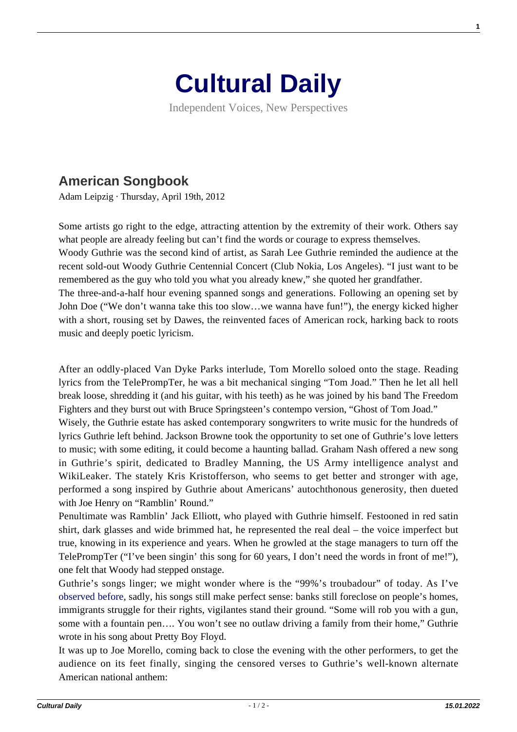# Cultural Daily

Independent Voices, New Perspectives

## American Songbook

Adam Leipzig · Thursday, April 19th, 2012

Some artists go right to the edge, attracting attention by the extremity of their work. Others say what people are already feeling but can't find the words or courage to express themselves.

Woody Guthrie was the second kind of artist, as Sarah Lee Guthrie reminded the audience at the recent sold-out Woody Guthrie Centennial Concert (Club Nokia, Los Angeles). "I just want to be remembered as the guy who told you what you already knew," she quoted her grandfather.

The three-and-a-half hour evening spanned songs and generations. Following an opening set by John Doe ("We don't wanna take this too slow…we wanna have fun!"), the energy kicked higher with a short, rousing set by Dawes, the reinvented faces of American rock, harking back to roots music and deeply poetic lyricism.

After an oddly-placed Van Dyke Parks interlude, Tom Morello soloed onto the stage. Reading lyrics from the TelePrompTer, he was a bit mechanical singing "Tom Joad." Then he let all hell break loose, shredding it (and his guitar, with his teeth) as he was joined by his band The Freedom Fighters and they burst out with Bruce Springsteen's contempo version, "Ghost of Tom Joad."

Wisely, the Guthrie estate has asked contemporary songwriters to write music for the hundreds of lyrics Guthrie left behind. Jackson Browne took the opportunity to set one of Guthrie's love letters to music; with some editing, it could become a haunting ballad. Graham Nash offered a new song in Guthrie's spirit, dedicated to Bradley Manning, the US Army intelligence analyst and WikiLeaker. The stately Kris Kristofferson, who seems to get better and stronger with age, performed a song inspired by Guthrie about Americans' autochthonous generosity, then dueted with Joe Henry on "Ramblin' Round."

Penultimate was Ramblin' Jack Elliott, who played with Guthrie himself. Festooned in red satin shirt, dark glasses and wide brimmed hat, he represented the real deal – the voice imperfect but true, knowing in its experience and years. When he growled at the stage managers to turn off the TelePrompTer ("I've been singin' this song for 60 years, I don't need the words in front of me!"), one felt that Woody had stepped onstage.

Guthrie's songs linger; we might wonder where is the "99%'s troubadour" of today. As I've observed before, sadly, his songs still make perfect sense: banks still foreclose on people's homes, immigrants struggle for their rights, vigilantes stand their ground. "Some will rob you with a gun, some with a fountain pen…. You won't see no outlaw driving a family from their home," Guthrie wrote in his song about Pretty Boy Floyd.

It was up to Joe Morello, coming back to close the evening with the other performers, to get the audience on its feet finally, singing the censored verses to Guthrie's well-known alternate American national anthem: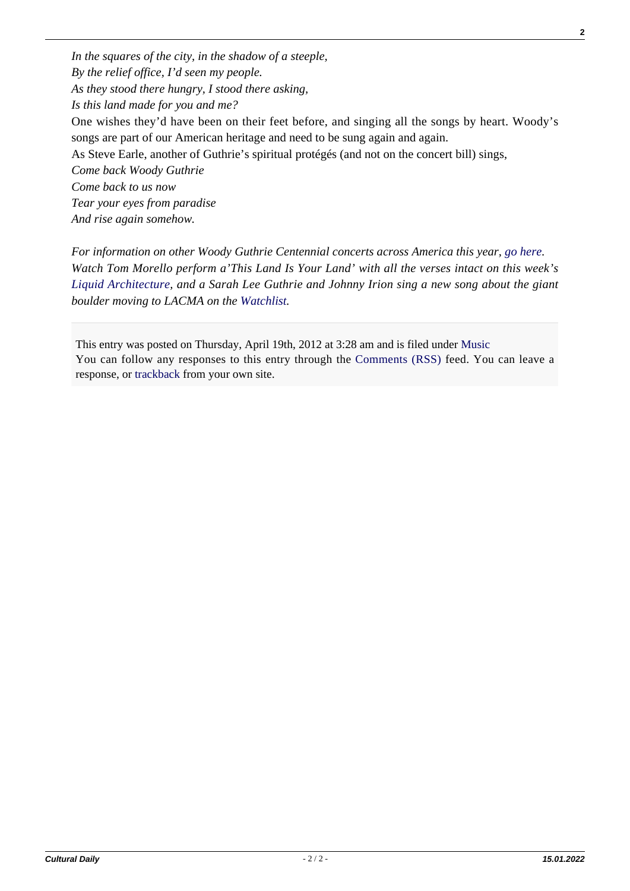*In the squares of the city, in the shadow of a steeple,*
*By the relief office, I'd seen my people.*
*As they stood there hungry, I stood there asking,*
*Is this land made for you and me?*

One wishes they'd have been on their feet before, and singing all the songs by heart. Woody's songs are part of our American heritage and need to be sung again and again.

As Steve Earle, another of Guthrie's spiritual protégés (and not on the concert bill) sings,

*Come back Woody Guthrie*
*Come back to us now*
*Tear your eyes from paradise*
*And rise again somehow.*

*For information on other Woody Guthrie Centennial concerts across America this year, go here. Watch Tom Morello perform a'This Land Is Your Land' with all the verses intact on this week's Liquid Architecture, and a Sarah Lee Guthrie and Johnny Irion sing a new song about the giant boulder moving to LACMA on the Watchlist.*

This entry was posted on Thursday, April 19th, 2012 at 3:28 am and is filed under Music
You can follow any responses to this entry through the Comments (RSS) feed. You can leave a response, or trackback from your own site.